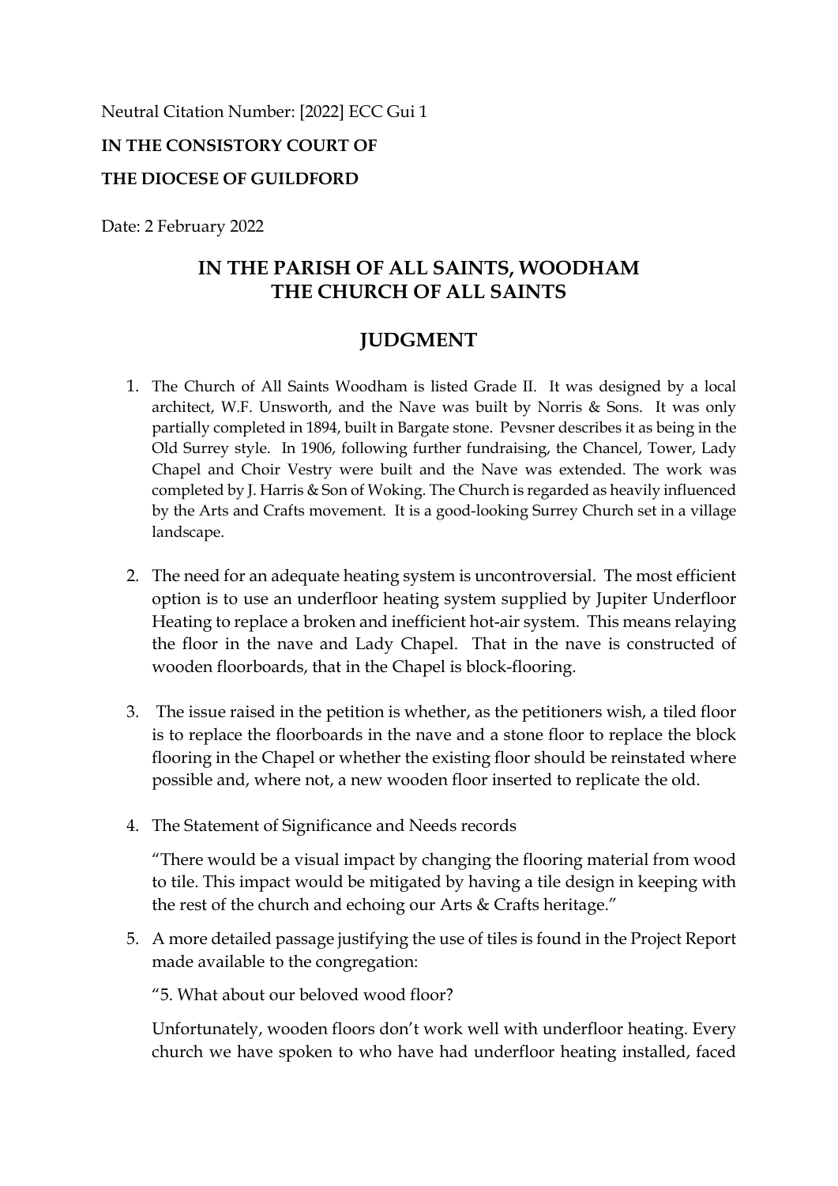Neutral Citation Number: [2022] ECC Gui 1

**IN THE CONSISTORY COURT OF**

**THE DIOCESE OF GUILDFORD**

Date: 2 February 2022

## IN THE PARISH OF ALL SAINTS, WOODHAM
## THE CHURCH OF ALL SAINTS

## JUDGMENT

1. The Church of All Saints Woodham is listed Grade II. It was designed by a local architect, W.F. Unsworth, and the Nave was built by Norris & Sons. It was only partially completed in 1894, built in Bargate stone. Pevsner describes it as being in the Old Surrey style. In 1906, following further fundraising, the Chancel, Tower, Lady Chapel and Choir Vestry were built and the Nave was extended. The work was completed by J. Harris & Son of Woking. The Church is regarded as heavily influenced by the Arts and Crafts movement. It is a good-looking Surrey Church set in a village landscape.

2. The need for an adequate heating system is uncontroversial. The most efficient option is to use an underfloor heating system supplied by Jupiter Underfloor Heating to replace a broken and inefficient hot-air system. This means relaying the floor in the nave and Lady Chapel. That in the nave is constructed of wooden floorboards, that in the Chapel is block-flooring.

3. The issue raised in the petition is whether, as the petitioners wish, a tiled floor is to replace the floorboards in the nave and a stone floor to replace the block flooring in the Chapel or whether the existing floor should be reinstated where possible and, where not, a new wooden floor inserted to replicate the old.

4. The Statement of Significance and Needs records

   "There would be a visual impact by changing the flooring material from wood to tile. This impact would be mitigated by having a tile design in keeping with the rest of the church and echoing our Arts & Crafts heritage."

5. A more detailed passage justifying the use of tiles is found in the Project Report made available to the congregation:

   "5. What about our beloved wood floor?

   Unfortunately, wooden floors don't work well with underfloor heating. Every church we have spoken to who have had underfloor heating installed, faced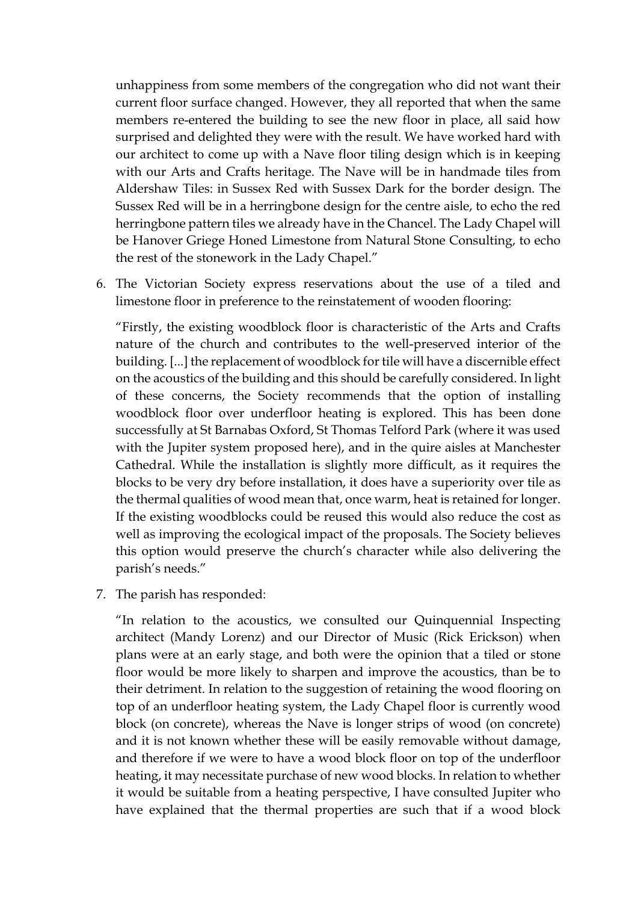unhappiness from some members of the congregation who did not want their current floor surface changed. However, they all reported that when the same members re-entered the building to see the new floor in place, all said how surprised and delighted they were with the result. We have worked hard with our architect to come up with a Nave floor tiling design which is in keeping with our Arts and Crafts heritage. The Nave will be in handmade tiles from Aldershaw Tiles: in Sussex Red with Sussex Dark for the border design. The Sussex Red will be in a herringbone design for the centre aisle, to echo the red herringbone pattern tiles we already have in the Chancel. The Lady Chapel will be Hanover Griege Honed Limestone from Natural Stone Consulting, to echo the rest of the stonework in the Lady Chapel."

6. The Victorian Society express reservations about the use of a tiled and limestone floor in preference to the reinstatement of wooden flooring:

   "Firstly, the existing woodblock floor is characteristic of the Arts and Crafts nature of the church and contributes to the well-preserved interior of the building. [...] the replacement of woodblock for tile will have a discernible effect on the acoustics of the building and this should be carefully considered. In light of these concerns, the Society recommends that the option of installing woodblock floor over underfloor heating is explored. This has been done successfully at St Barnabas Oxford, St Thomas Telford Park (where it was used with the Jupiter system proposed here), and in the quire aisles at Manchester Cathedral. While the installation is slightly more difficult, as it requires the blocks to be very dry before installation, it does have a superiority over tile as the thermal qualities of wood mean that, once warm, heat is retained for longer. If the existing woodblocks could be reused this would also reduce the cost as well as improving the ecological impact of the proposals. The Society believes this option would preserve the church's character while also delivering the parish's needs."

7. The parish has responded:

   "In relation to the acoustics, we consulted our Quinquennial Inspecting architect (Mandy Lorenz) and our Director of Music (Rick Erickson) when plans were at an early stage, and both were the opinion that a tiled or stone floor would be more likely to sharpen and improve the acoustics, than be to their detriment. In relation to the suggestion of retaining the wood flooring on top of an underfloor heating system, the Lady Chapel floor is currently wood block (on concrete), whereas the Nave is longer strips of wood (on concrete) and it is not known whether these will be easily removable without damage, and therefore if we were to have a wood block floor on top of the underfloor heating, it may necessitate purchase of new wood blocks. In relation to whether it would be suitable from a heating perspective, I have consulted Jupiter who have explained that the thermal properties are such that if a wood block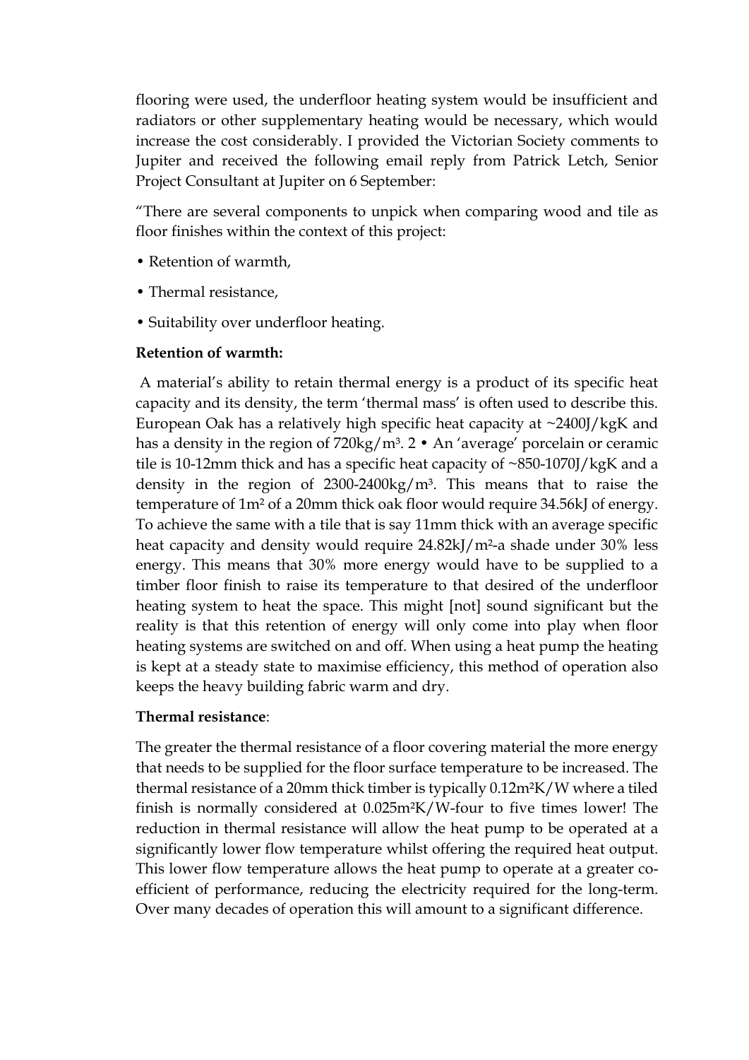flooring were used, the underfloor heating system would be insufficient and radiators or other supplementary heating would be necessary, which would increase the cost considerably. I provided the Victorian Society comments to Jupiter and received the following email reply from Patrick Letch, Senior Project Consultant at Jupiter on 6 September:

"There are several components to unpick when comparing wood and tile as floor finishes within the context of this project:

- Retention of warmth,
- Thermal resistance,
- Suitability over underfloor heating.

**Retention of warmth:**

A material's ability to retain thermal energy is a product of its specific heat capacity and its density, the term 'thermal mass' is often used to describe this. European Oak has a relatively high specific heat capacity at ~2400J/kgK and has a density in the region of 720kg/m³. 2 • An 'average' porcelain or ceramic tile is 10-12mm thick and has a specific heat capacity of ~850-1070J/kgK and a density in the region of 2300-2400kg/m³. This means that to raise the temperature of 1m² of a 20mm thick oak floor would require 34.56kJ of energy. To achieve the same with a tile that is say 11mm thick with an average specific heat capacity and density would require 24.82kJ/m²-a shade under 30% less energy. This means that 30% more energy would have to be supplied to a timber floor finish to raise its temperature to that desired of the underfloor heating system to heat the space. This might [not] sound significant but the reality is that this retention of energy will only come into play when floor heating systems are switched on and off. When using a heat pump the heating is kept at a steady state to maximise efficiency, this method of operation also keeps the heavy building fabric warm and dry.

**Thermal resistance**:

The greater the thermal resistance of a floor covering material the more energy that needs to be supplied for the floor surface temperature to be increased. The thermal resistance of a 20mm thick timber is typically 0.12m²K/W where a tiled finish is normally considered at 0.025m²K/W-four to five times lower! The reduction in thermal resistance will allow the heat pump to be operated at a significantly lower flow temperature whilst offering the required heat output. This lower flow temperature allows the heat pump to operate at a greater co-efficient of performance, reducing the electricity required for the long-term. Over many decades of operation this will amount to a significant difference.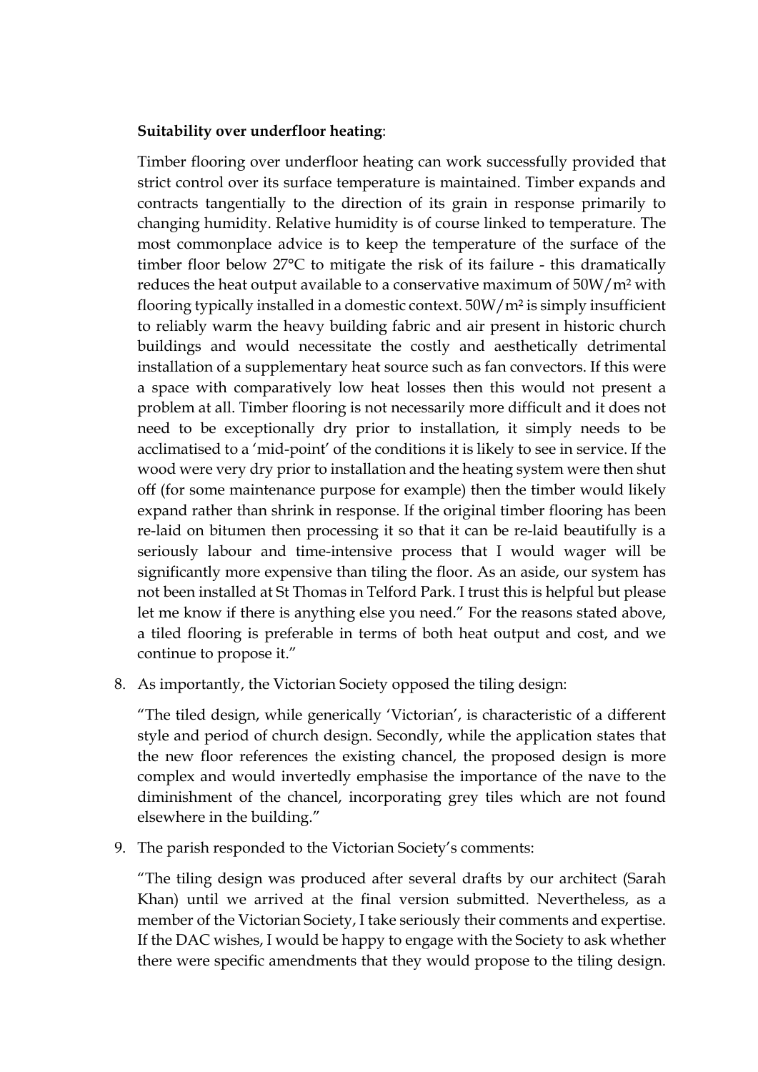**Suitability over underfloor heating**:

Timber flooring over underfloor heating can work successfully provided that strict control over its surface temperature is maintained. Timber expands and contracts tangentially to the direction of its grain in response primarily to changing humidity. Relative humidity is of course linked to temperature. The most commonplace advice is to keep the temperature of the surface of the timber floor below 27°C to mitigate the risk of its failure - this dramatically reduces the heat output available to a conservative maximum of 50W/m² with flooring typically installed in a domestic context. 50W/m² is simply insufficient to reliably warm the heavy building fabric and air present in historic church buildings and would necessitate the costly and aesthetically detrimental installation of a supplementary heat source such as fan convectors. If this were a space with comparatively low heat losses then this would not present a problem at all. Timber flooring is not necessarily more difficult and it does not need to be exceptionally dry prior to installation, it simply needs to be acclimatised to a 'mid-point' of the conditions it is likely to see in service. If the wood were very dry prior to installation and the heating system were then shut off (for some maintenance purpose for example) then the timber would likely expand rather than shrink in response. If the original timber flooring has been re-laid on bitumen then processing it so that it can be re-laid beautifully is a seriously labour and time-intensive process that I would wager will be significantly more expensive than tiling the floor. As an aside, our system has not been installed at St Thomas in Telford Park. I trust this is helpful but please let me know if there is anything else you need." For the reasons stated above, a tiled flooring is preferable in terms of both heat output and cost, and we continue to propose it."

8. As importantly, the Victorian Society opposed the tiling design:

   "The tiled design, while generically 'Victorian', is characteristic of a different style and period of church design. Secondly, while the application states that the new floor references the existing chancel, the proposed design is more complex and would invertedly emphasise the importance of the nave to the diminishment of the chancel, incorporating grey tiles which are not found elsewhere in the building."

9. The parish responded to the Victorian Society's comments:

   "The tiling design was produced after several drafts by our architect (Sarah Khan) until we arrived at the final version submitted. Nevertheless, as a member of the Victorian Society, I take seriously their comments and expertise. If the DAC wishes, I would be happy to engage with the Society to ask whether there were specific amendments that they would propose to the tiling design.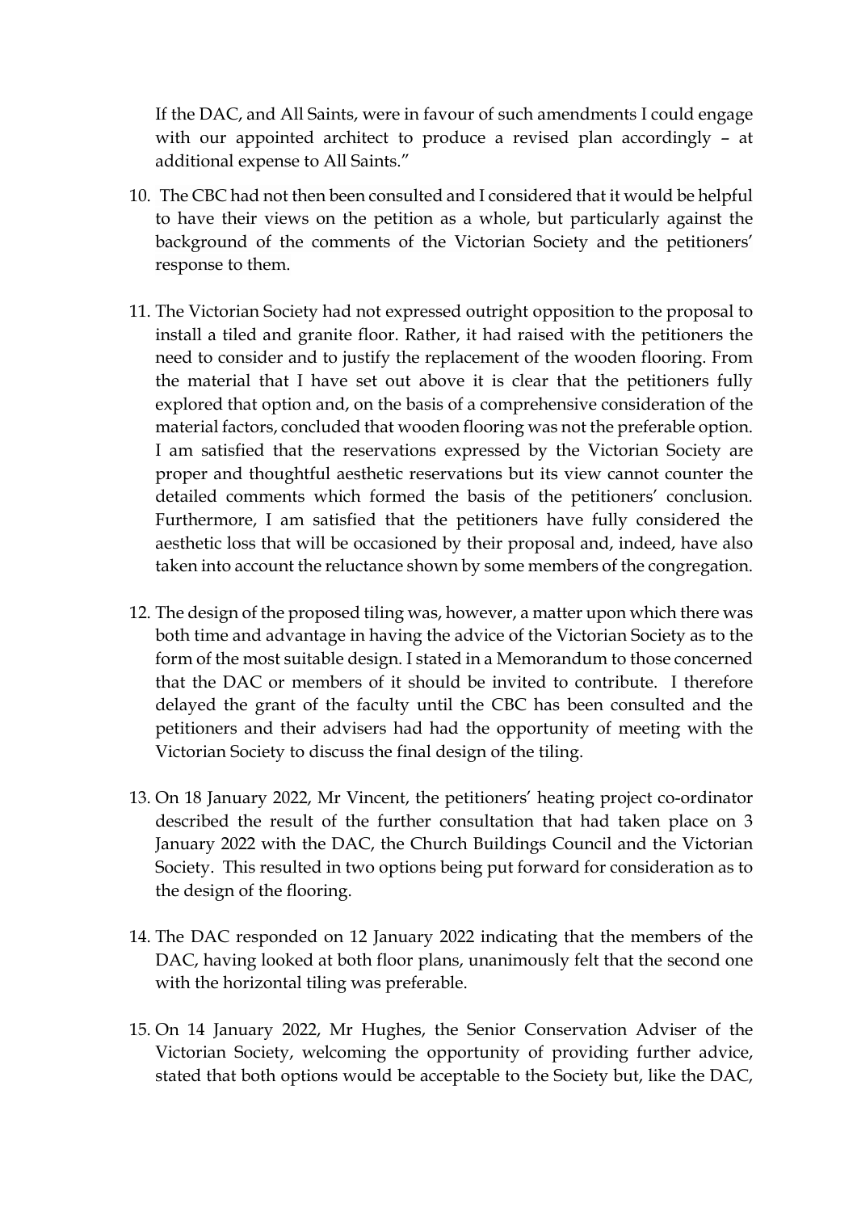If the DAC, and All Saints, were in favour of such amendments I could engage with our appointed architect to produce a revised plan accordingly – at additional expense to All Saints."

10. The CBC had not then been consulted and I considered that it would be helpful to have their views on the petition as a whole, but particularly against the background of the comments of the Victorian Society and the petitioners' response to them.

11. The Victorian Society had not expressed outright opposition to the proposal to install a tiled and granite floor. Rather, it had raised with the petitioners the need to consider and to justify the replacement of the wooden flooring. From the material that I have set out above it is clear that the petitioners fully explored that option and, on the basis of a comprehensive consideration of the material factors, concluded that wooden flooring was not the preferable option. I am satisfied that the reservations expressed by the Victorian Society are proper and thoughtful aesthetic reservations but its view cannot counter the detailed comments which formed the basis of the petitioners' conclusion. Furthermore, I am satisfied that the petitioners have fully considered the aesthetic loss that will be occasioned by their proposal and, indeed, have also taken into account the reluctance shown by some members of the congregation.

12. The design of the proposed tiling was, however, a matter upon which there was both time and advantage in having the advice of the Victorian Society as to the form of the most suitable design. I stated in a Memorandum to those concerned that the DAC or members of it should be invited to contribute. I therefore delayed the grant of the faculty until the CBC has been consulted and the petitioners and their advisers had had the opportunity of meeting with the Victorian Society to discuss the final design of the tiling.

13. On 18 January 2022, Mr Vincent, the petitioners' heating project co-ordinator described the result of the further consultation that had taken place on 3 January 2022 with the DAC, the Church Buildings Council and the Victorian Society. This resulted in two options being put forward for consideration as to the design of the flooring.

14. The DAC responded on 12 January 2022 indicating that the members of the DAC, having looked at both floor plans, unanimously felt that the second one with the horizontal tiling was preferable.

15. On 14 January 2022, Mr Hughes, the Senior Conservation Adviser of the Victorian Society, welcoming the opportunity of providing further advice, stated that both options would be acceptable to the Society but, like the DAC,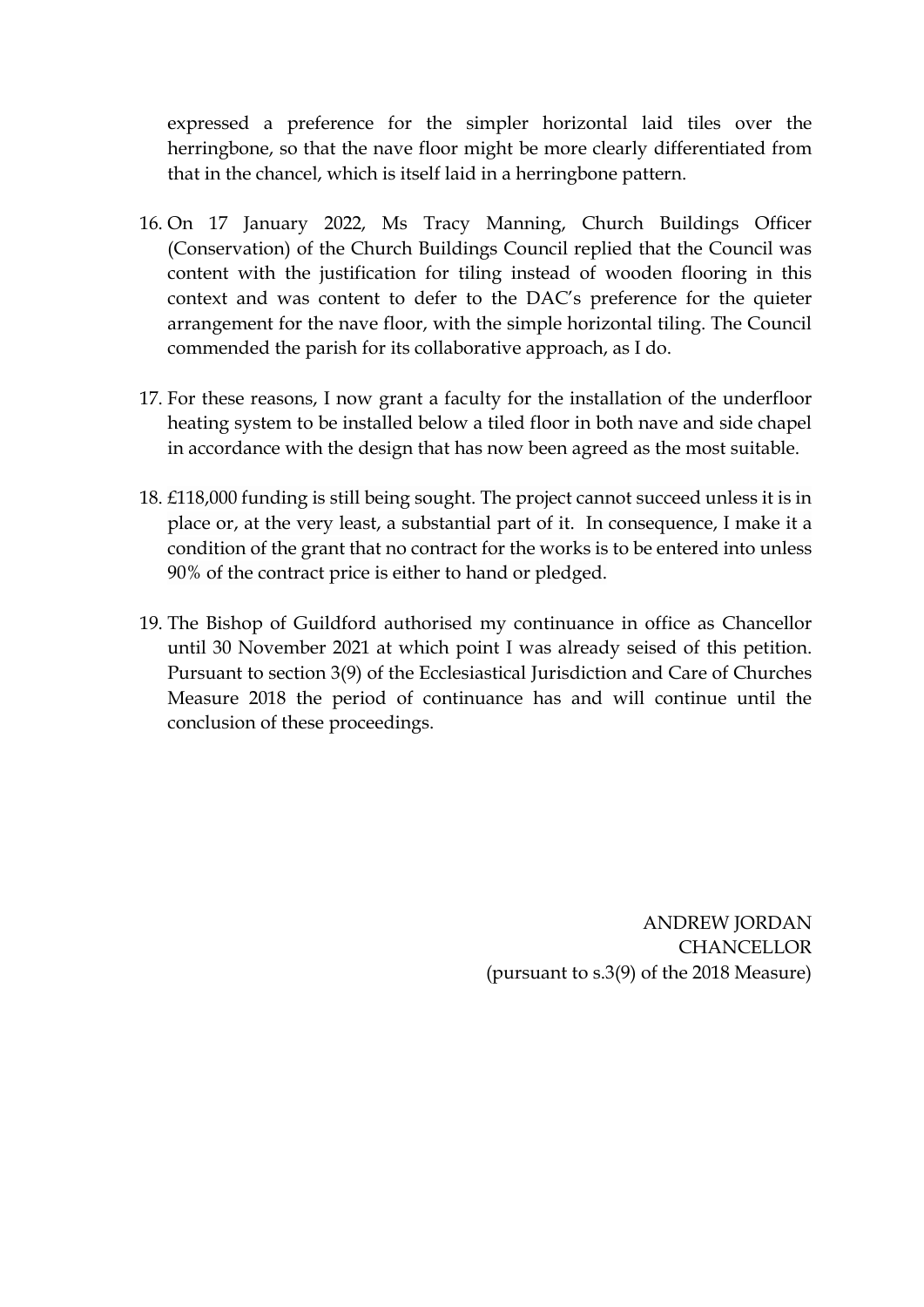expressed a preference for the simpler horizontal laid tiles over the herringbone, so that the nave floor might be more clearly differentiated from that in the chancel, which is itself laid in a herringbone pattern.

16. On 17 January 2022, Ms Tracy Manning, Church Buildings Officer (Conservation) of the Church Buildings Council replied that the Council was content with the justification for tiling instead of wooden flooring in this context and was content to defer to the DAC's preference for the quieter arrangement for the nave floor, with the simple horizontal tiling. The Council commended the parish for its collaborative approach, as I do.

17. For these reasons, I now grant a faculty for the installation of the underfloor heating system to be installed below a tiled floor in both nave and side chapel in accordance with the design that has now been agreed as the most suitable.

18. £118,000 funding is still being sought. The project cannot succeed unless it is in place or, at the very least, a substantial part of it. In consequence, I make it a condition of the grant that no contract for the works is to be entered into unless 90% of the contract price is either to hand or pledged.

19. The Bishop of Guildford authorised my continuance in office as Chancellor until 30 November 2021 at which point I was already seised of this petition. Pursuant to section 3(9) of the Ecclesiastical Jurisdiction and Care of Churches Measure 2018 the period of continuance has and will continue until the conclusion of these proceedings.

ANDREW JORDAN
CHANCELLOR
(pursuant to s.3(9) of the 2018 Measure)